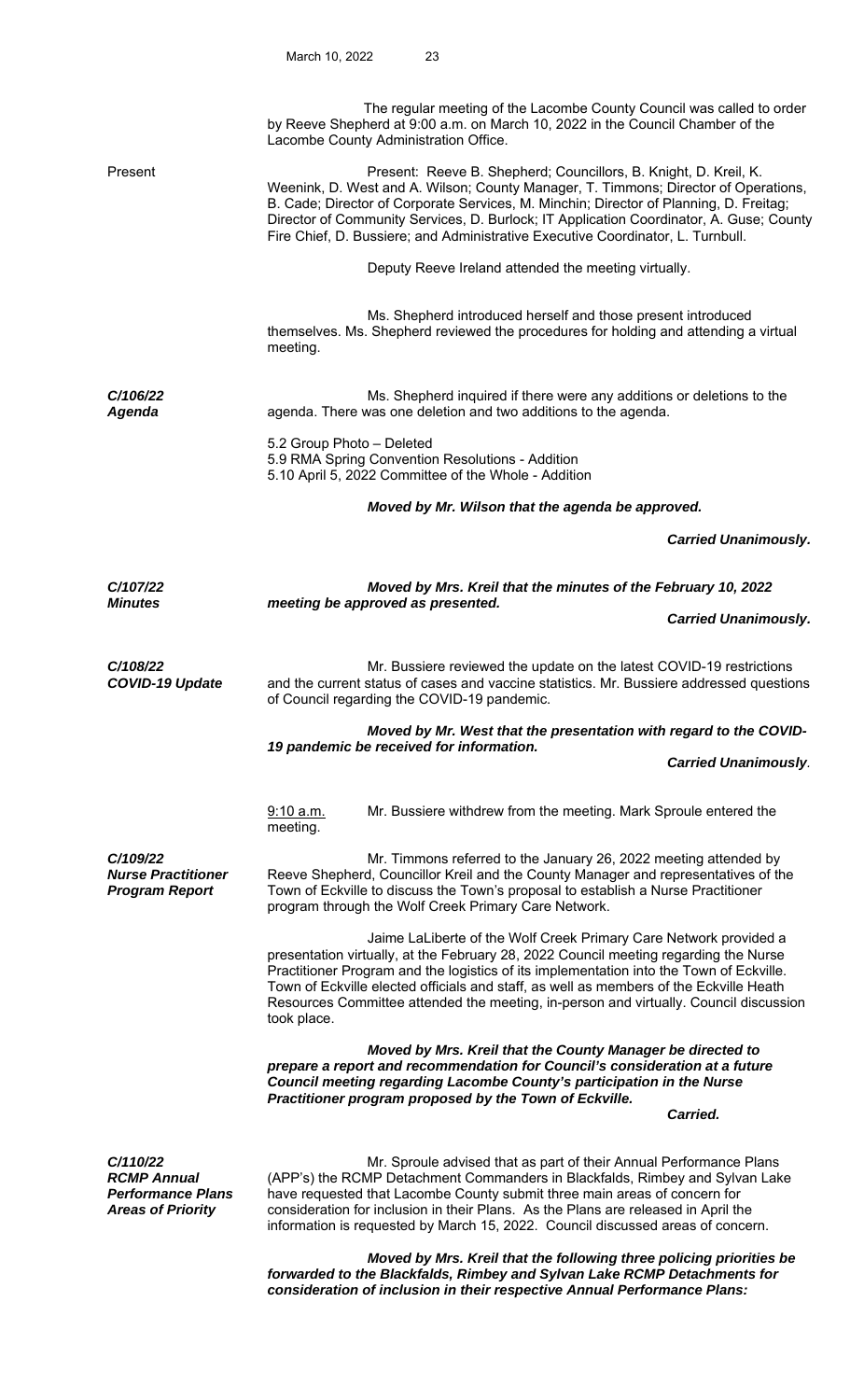The regular meeting of the Lacombe County Council was called to order by Reeve Shepherd at 9:00 a.m. on March 10, 2022 in the Council Chamber of the Lacombe County Administration Office.

Present

Present: Reeve B. Shepherd; Councillors, B. Knight, D. Kreil, K. Weenink, D. West and A. Wilson; County Manager, T. Timmons; Director of Operations, B. Cade; Director of Corporate Services, M. Minchin; Director of Planning, D. Freitag; Director of Community Services, D. Burlock; IT Application Coordinator, A. Guse; County Fire Chief, D. Bussiere; and Administrative Executive Coordinator, L. Turnbull.

Deputy Reeve Ireland attended the meeting virtually.

Ms. Shepherd introduced herself and those present introduced themselves. Ms. Shepherd reviewed the procedures for holding and attending a virtual meeting.

***C/106/22***
***Agenda***

Ms. Shepherd inquired if there were any additions or deletions to the agenda. There was one deletion and two additions to the agenda.

5.2 Group Photo – Deleted
5.9 RMA Spring Convention Resolutions - Addition
5.10 April 5, 2022 Committee of the Whole - Addition

***Moved by Mr. Wilson that the agenda be approved.***

***Carried Unanimously.***

***C/107/22***
***Minutes***

***Moved by Mrs. Kreil that the minutes of the February 10, 2022 meeting be approved as presented.***

***Carried Unanimously.***

***C/108/22***
***COVID-19 Update***

Mr. Bussiere reviewed the update on the latest COVID-19 restrictions and the current status of cases and vaccine statistics. Mr. Bussiere addressed questions of Council regarding the COVID-19 pandemic.

***Moved by Mr. West that the presentation with regard to the COVID-19 pandemic be received for information.***

***Carried Unanimously.***

<u>9:10 a.m.</u> Mr. Bussiere withdrew from the meeting. Mark Sproule entered the meeting.

***C/109/22***
***Nurse Practitioner Program Report***

Mr. Timmons referred to the January 26, 2022 meeting attended by Reeve Shepherd, Councillor Kreil and the County Manager and representatives of the Town of Eckville to discuss the Town's proposal to establish a Nurse Practitioner program through the Wolf Creek Primary Care Network.

Jaime LaLiberte of the Wolf Creek Primary Care Network provided a presentation virtually, at the February 28, 2022 Council meeting regarding the Nurse Practitioner Program and the logistics of its implementation into the Town of Eckville. Town of Eckville elected officials and staff, as well as members of the Eckville Heath Resources Committee attended the meeting, in-person and virtually. Council discussion took place.

***Moved by Mrs. Kreil that the County Manager be directed to prepare a report and recommendation for Council's consideration at a future Council meeting regarding Lacombe County's participation in the Nurse Practitioner program proposed by the Town of Eckville.***

***Carried.***

***C/110/22***
***RCMP Annual Performance Plans Areas of Priority***

Mr. Sproule advised that as part of their Annual Performance Plans (APP's) the RCMP Detachment Commanders in Blackfalds, Rimbey and Sylvan Lake have requested that Lacombe County submit three main areas of concern for consideration for inclusion in their Plans. As the Plans are released in April the information is requested by March 15, 2022. Council discussed areas of concern.

***Moved by Mrs. Kreil that the following three policing priorities be forwarded to the Blackfalds, Rimbey and Sylvan Lake RCMP Detachments for consideration of inclusion in their respective Annual Performance Plans:***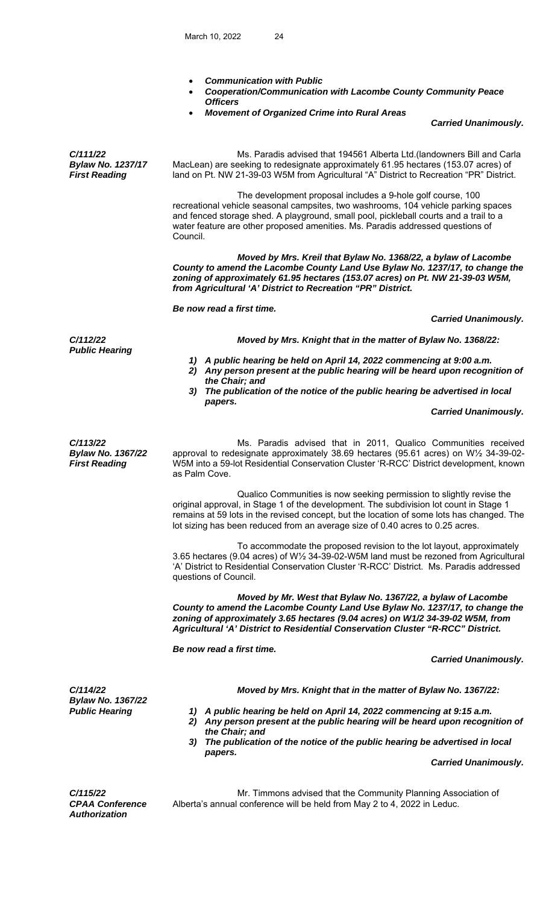- ***Communication with Public***
- ***Cooperation/Communication with Lacombe County Community Peace Officers***
- ***Movement of Organized Crime into Rural Areas***

***Carried Unanimously.***

***C/111/22***
***Bylaw No. 1237/17***
***First Reading***

Ms. Paradis advised that 194561 Alberta Ltd.(landowners Bill and Carla MacLean) are seeking to redesignate approximately 61.95 hectares (153.07 acres) of land on Pt. NW 21-39-03 W5M from Agricultural "A" District to Recreation "PR" District.

The development proposal includes a 9-hole golf course, 100 recreational vehicle seasonal campsites, two washrooms, 104 vehicle parking spaces and fenced storage shed. A playground, small pool, pickleball courts and a trail to a water feature are other proposed amenities. Ms. Paradis addressed questions of Council.

***Moved by Mrs. Kreil that Bylaw No. 1368/22, a bylaw of Lacombe County to amend the Lacombe County Land Use Bylaw No. 1237/17, to change the zoning of approximately 61.95 hectares (153.07 acres) on Pt. NW 21-39-03 W5M, from Agricultural 'A' District to Recreation "PR" District.***

***Be now read a first time.***

***Carried Unanimously.***

***C/112/22***
***Public Hearing***

***Moved by Mrs. Knight that in the matter of Bylaw No. 1368/22:***

1) ***A public hearing be held on April 14, 2022 commencing at 9:00 a.m.***
2) ***Any person present at the public hearing will be heard upon recognition of the Chair; and***
3) ***The publication of the notice of the public hearing be advertised in local papers.***

***Carried Unanimously.***

***C/113/22***
***Bylaw No. 1367/22***
***First Reading***

Ms. Paradis advised that in 2011, Qualico Communities received approval to redesignate approximately 38.69 hectares (95.61 acres) on W½ 34-39-02-W5M into a 59-lot Residential Conservation Cluster 'R-RCC' District development, known as Palm Cove.

Qualico Communities is now seeking permission to slightly revise the original approval, in Stage 1 of the development. The subdivision lot count in Stage 1 remains at 59 lots in the revised concept, but the location of some lots has changed. The lot sizing has been reduced from an average size of 0.40 acres to 0.25 acres.

To accommodate the proposed revision to the lot layout, approximately 3.65 hectares (9.04 acres) of W½ 34-39-02-W5M land must be rezoned from Agricultural 'A' District to Residential Conservation Cluster 'R-RCC' District. Ms. Paradis addressed questions of Council.

***Moved by Mr. West that Bylaw No. 1367/22, a bylaw of Lacombe County to amend the Lacombe County Land Use Bylaw No. 1237/17, to change the zoning of approximately 3.65 hectares (9.04 acres) on W1/2 34-39-02 W5M, from Agricultural 'A' District to Residential Conservation Cluster "R-RCC" District.***

***Be now read a first time.***

***Carried Unanimously.***

***C/114/22***
***Bylaw No. 1367/22***
***Public Hearing***

***Moved by Mrs. Knight that in the matter of Bylaw No. 1367/22:***

1) ***A public hearing be held on April 14, 2022 commencing at 9:15 a.m.***
2) ***Any person present at the public hearing will be heard upon recognition of the Chair; and***
3) ***The publication of the notice of the public hearing be advertised in local papers.***

***Carried Unanimously.***

***C/115/22***
***CPAA Conference***
***Authorization***

Mr. Timmons advised that the Community Planning Association of Alberta's annual conference will be held from May 2 to 4, 2022 in Leduc.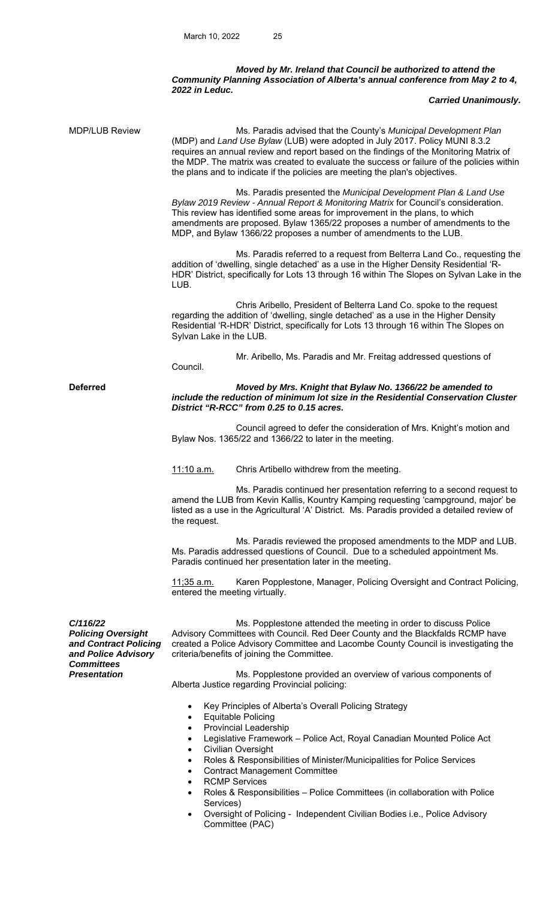***Moved by Mr. Ireland that Council be authorized to attend the Community Planning Association of Alberta's annual conference from May 2 to 4, 2022 in Leduc.***

***Carried Unanimously.***

MDP/LUB Review

Ms. Paradis advised that the County's *Municipal Development Plan* (MDP) and *Land Use Bylaw* (LUB) were adopted in July 2017. Policy MUNI 8.3.2 requires an annual review and report based on the findings of the Monitoring Matrix of the MDP. The matrix was created to evaluate the success or failure of the policies within the plans and to indicate if the policies are meeting the plan's objectives.

Ms. Paradis presented the *Municipal Development Plan & Land Use Bylaw 2019 Review - Annual Report & Monitoring Matrix* for Council's consideration. This review has identified some areas for improvement in the plans, to which amendments are proposed. Bylaw 1365/22 proposes a number of amendments to the MDP, and Bylaw 1366/22 proposes a number of amendments to the LUB.

Ms. Paradis referred to a request from Belterra Land Co., requesting the addition of 'dwelling, single detached' as a use in the Higher Density Residential 'R-HDR' District, specifically for Lots 13 through 16 within The Slopes on Sylvan Lake in the LUB.

Chris Aribello, President of Belterra Land Co. spoke to the request regarding the addition of 'dwelling, single detached' as a use in the Higher Density Residential 'R-HDR' District, specifically for Lots 13 through 16 within The Slopes on Sylvan Lake in the LUB.

Mr. Aribello, Ms. Paradis and Mr. Freitag addressed questions of Council.

**Deferred**

***Moved by Mrs. Knight that Bylaw No. 1366/22 be amended to include the reduction of minimum lot size in the Residential Conservation Cluster District "R-RCC" from 0.25 to 0.15 acres.***

Council agreed to defer the consideration of Mrs. Knight's motion and Bylaw Nos. 1365/22 and 1366/22 to later in the meeting.

<u>11:10 a.m.</u> Chris Artibello withdrew from the meeting.

Ms. Paradis continued her presentation referring to a second request to amend the LUB from Kevin Kallis, Kountry Kamping requesting 'campground, major' be listed as a use in the Agricultural 'A' District. Ms. Paradis provided a detailed review of the request.

Ms. Paradis reviewed the proposed amendments to the MDP and LUB. Ms. Paradis addressed questions of Council. Due to a scheduled appointment Ms. Paradis continued her presentation later in the meeting.

<u>11;35 a.m.</u> Karen Popplestone, Manager, Policing Oversight and Contract Policing, entered the meeting virtually.

***C/116/22 Policing Oversight and Contract Policing and Police Advisory Committees Presentation***

Ms. Popplestone attended the meeting in order to discuss Police Advisory Committees with Council. Red Deer County and the Blackfalds RCMP have created a Police Advisory Committee and Lacombe County Council is investigating the criteria/benefits of joining the Committee.

Ms. Popplestone provided an overview of various components of Alberta Justice regarding Provincial policing:

- Key Principles of Alberta's Overall Policing Strategy
- Equitable Policing
- Provincial Leadership
- Legislative Framework – Police Act, Royal Canadian Mounted Police Act
- Civilian Oversight
- Roles & Responsibilities of Minister/Municipalities for Police Services
- Contract Management Committee
- RCMP Services
- Roles & Responsibilities – Police Committees (in collaboration with Police Services)
- Oversight of Policing - Independent Civilian Bodies i.e., Police Advisory Committee (PAC)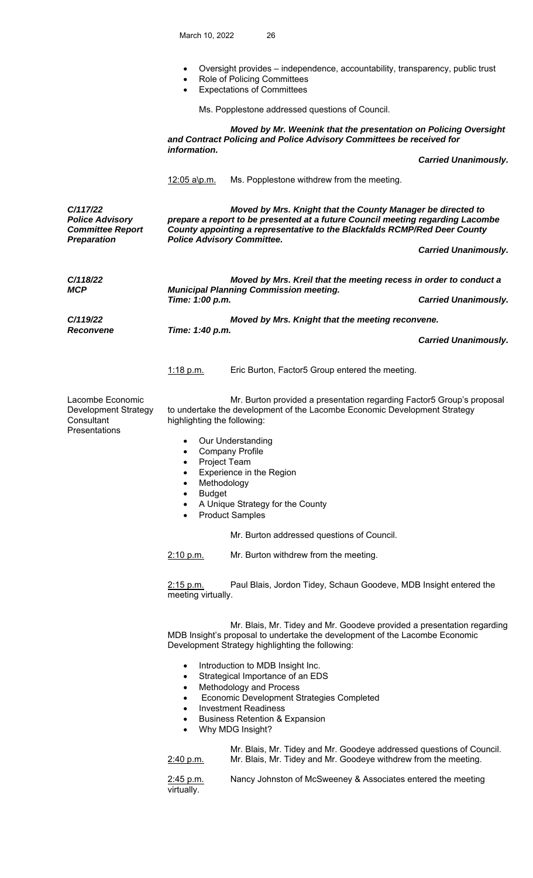- Oversight provides – independence, accountability, transparency, public trust
- Role of Policing Committees
- Expectations of Committees

Ms. Popplestone addressed questions of Council.

***Moved by Mr. Weenink that the presentation on Policing Oversight and Contract Policing and Police Advisory Committees be received for information.***

***Carried Unanimously.***

12:05 a\p.m. Ms. Popplestone withdrew from the meeting.

***C/117/22***
***Police Advisory Committee Report Preparation***

***Moved by Mrs. Knight that the County Manager be directed to prepare a report to be presented at a future Council meeting regarding Lacombe County appointing a representative to the Blackfalds RCMP/Red Deer County Police Advisory Committee.***

***Carried Unanimously.***

***C/118/22***
***MCP***

***Moved by Mrs. Kreil that the meeting recess in order to conduct a Municipal Planning Commission meeting.***
***Time: 1:00 p.m.*** ***Carried Unanimously.***

***C/119/22***
***Reconvene***

***Moved by Mrs. Knight that the meeting reconvene.***
***Time: 1:40 p.m.***

***Carried Unanimously.***

1:18 p.m. Eric Burton, Factor5 Group entered the meeting.

Lacombe Economic Development Strategy Consultant Presentations

Mr. Burton provided a presentation regarding Factor5 Group's proposal to undertake the development of the Lacombe Economic Development Strategy highlighting the following:

- Our Understanding
- Company Profile
- Project Team
- Experience in the Region
- Methodology
- Budget
- A Unique Strategy for the County
- Product Samples

Mr. Burton addressed questions of Council.

2:10 p.m. Mr. Burton withdrew from the meeting.

2:15 p.m. Paul Blais, Jordon Tidey, Schaun Goodeve, MDB Insight entered the meeting virtually.

Mr. Blais, Mr. Tidey and Mr. Goodeve provided a presentation regarding MDB Insight's proposal to undertake the development of the Lacombe Economic Development Strategy highlighting the following:

- Introduction to MDB Insight Inc.
- Strategical Importance of an EDS
- Methodology and Process
- Economic Development Strategies Completed
- Investment Readiness
- Business Retention & Expansion
- Why MDG Insight?

Mr. Blais, Mr. Tidey and Mr. Goodeye addressed questions of Council.

2:40 p.m. Mr. Blais, Mr. Tidey and Mr. Goodeye withdrew from the meeting.

2:45 p.m. Nancy Johnston of McSweeney & Associates entered the meeting virtually.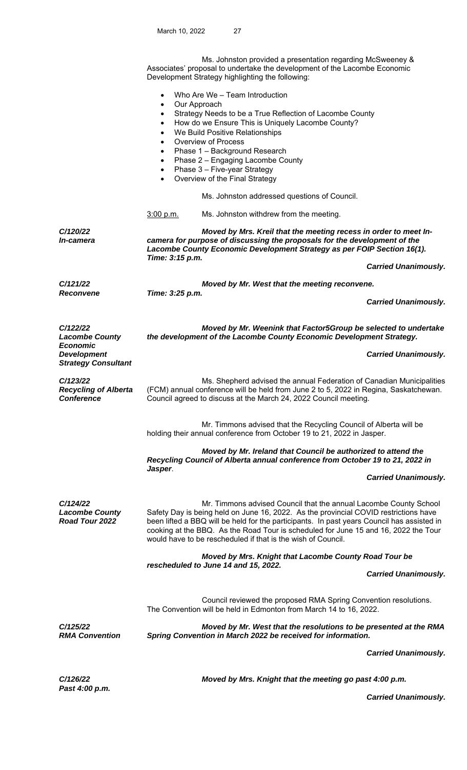Ms. Johnston provided a presentation regarding McSweeney & Associates' proposal to undertake the development of the Lacombe Economic Development Strategy highlighting the following:

- Who Are We – Team Introduction
- Our Approach
- Strategy Needs to be a True Reflection of Lacombe County
- How do we Ensure This is Uniquely Lacombe County?
- We Build Positive Relationships
- Overview of Process
- Phase 1 – Background Research
- Phase 2 – Engaging Lacombe County
- Phase 3 – Five-year Strategy
- Overview of the Final Strategy

Ms. Johnston addressed questions of Council.

3:00 p.m. Ms. Johnston withdrew from the meeting.

***C/120/22 In-camera***

***Moved by Mrs. Kreil that the meeting recess in order to meet In-camera for purpose of discussing the proposals for the development of the Lacombe County Economic Development Strategy as per FOIP Section 16(1). Time: 3:15 p.m.***

***Carried Unanimously.***

***C/121/22 Reconvene***

***Moved by Mr. West that the meeting reconvene. Time: 3:25 p.m.***

***Carried Unanimously.***

***C/122/22 Lacombe County Economic Development Strategy Consultant***

***Moved by Mr. Weenink that Factor5Group be selected to undertake the development of the Lacombe County Economic Development Strategy.***

***Carried Unanimously.***

***C/123/22 Recycling of Alberta Conference***

Ms. Shepherd advised the annual Federation of Canadian Municipalities (FCM) annual conference will be held from June 2 to 5, 2022 in Regina, Saskatchewan. Council agreed to discuss at the March 24, 2022 Council meeting.

Mr. Timmons advised that the Recycling Council of Alberta will be holding their annual conference from October 19 to 21, 2022 in Jasper.

***Moved by Mr. Ireland that Council be authorized to attend the Recycling Council of Alberta annual conference from October 19 to 21, 2022 in Jasper.***

***Carried Unanimously.***

***C/124/22 Lacombe County Road Tour 2022***

Mr. Timmons advised Council that the annual Lacombe County School Safety Day is being held on June 16, 2022. As the provincial COVID restrictions have been lifted a BBQ will be held for the participants. In past years Council has assisted in cooking at the BBQ. As the Road Tour is scheduled for June 15 and 16, 2022 the Tour would have to be rescheduled if that is the wish of Council.

***Moved by Mrs. Knight that Lacombe County Road Tour be rescheduled to June 14 and 15, 2022.***

***Carried Unanimously.***

Council reviewed the proposed RMA Spring Convention resolutions. The Convention will be held in Edmonton from March 14 to 16, 2022.

***C/125/22 RMA Convention***

***Moved by Mr. West that the resolutions to be presented at the RMA Spring Convention in March 2022 be received for information.***

***Carried Unanimously.***

***C/126/22 Past 4:00 p.m.***

***Moved by Mrs. Knight that the meeting go past 4:00 p.m.***

***Carried Unanimously.***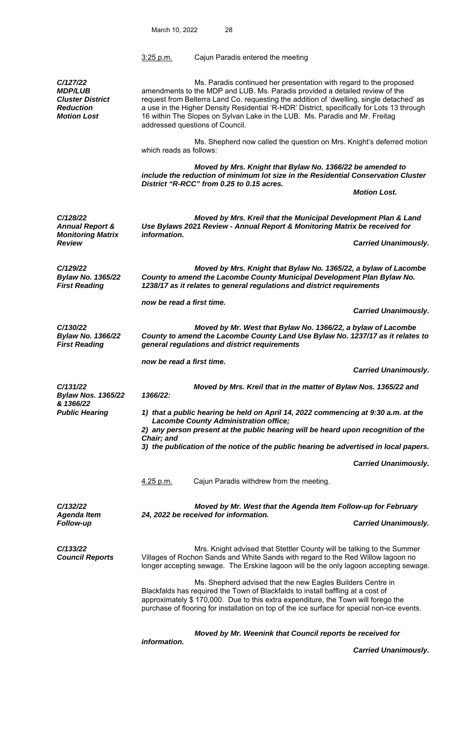3:25 p.m. Cajun Paradis entered the meeting

***C/127/22***
***MDP/LUB***
***Cluster District Reduction***
***Motion Lost***

Ms. Paradis continued her presentation with regard to the proposed amendments to the MDP and LUB. Ms. Paradis provided a detailed review of the request from Belterra Land Co. requesting the addition of 'dwelling, single detached' as a use in the Higher Density Residential 'R-HDR' District, specifically for Lots 13 through 16 within The Slopes on Sylvan Lake in the LUB. Ms. Paradis and Mr. Freitag addressed questions of Council.

Ms. Shepherd now called the question on Mrs. Knight's deferred motion which reads as follows:

***Moved by Mrs. Knight that Bylaw No. 1366/22 be amended to include the reduction of minimum lot size in the Residential Conservation Cluster District "R-RCC" from 0.25 to 0.15 acres.***

***Motion Lost.***

***C/128/22***
***Annual Report & Monitoring Matrix Review***

***Moved by Mrs. Kreil that the Municipal Development Plan & Land Use Bylaws 2021 Review - Annual Report & Monitoring Matrix be received for information.***

***Carried Unanimously.***

***C/129/22***
***Bylaw No. 1365/22***
***First Reading***

***Moved by Mrs. Knight that Bylaw No. 1365/22, a bylaw of Lacombe County to amend the Lacombe County Municipal Development Plan Bylaw No. 1238/17 as it relates to general regulations and district requirements***

***now be read a first time.***

***Carried Unanimously.***

***C/130/22***
***Bylaw No. 1366/22***
***First Reading***

***Moved by Mr. West that Bylaw No. 1366/22, a bylaw of Lacombe County to amend the Lacombe County Land Use Bylaw No. 1237/17 as it relates to general regulations and district requirements***

***now be read a first time.***

***Carried Unanimously.***

***C/131/22***
***Bylaw Nos. 1365/22 & 1366/22***
***Public Hearing***

***Moved by Mrs. Kreil that in the matter of Bylaw Nos. 1365/22 and 1366/22:***

***1) that a public hearing be held on April 14, 2022 commencing at 9:30 a.m. at the Lacombe County Administration office;***
***2) any person present at the public hearing will be heard upon recognition of the Chair; and***
***3) the publication of the notice of the public hearing be advertised in local papers.***

***Carried Unanimously.***

4.25 p.m. Cajun Paradis withdrew from the meeting.

***C/132/22***
***Agenda Item Follow-up***

***Moved by Mr. West that the Agenda Item Follow-up for February 24, 2022 be received for information.***

***Carried Unanimously.***

***C/133/22***
***Council Reports***

Mrs. Knight advised that Stettler County will be talking to the Summer Villages of Rochon Sands and White Sands with regard to the Red Willow lagoon no longer accepting sewage. The Erskine lagoon will be the only lagoon accepting sewage.

Ms. Shepherd advised that the new Eagles Builders Centre in Blackfalds has required the Town of Blackfalds to install baffling at a cost of approximately $ 170,000. Due to this extra expenditure, the Town will forego the purchase of flooring for installation on top of the ice surface for special non-ice events.

***Moved by Mr. Weenink that Council reports be received for information.***

***Carried Unanimously.***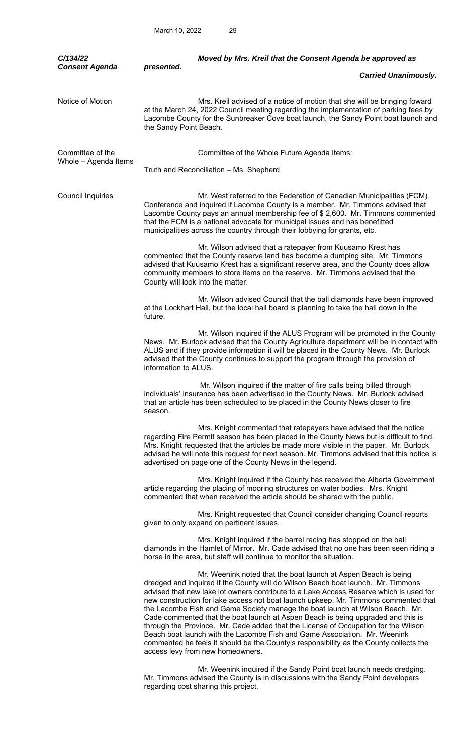***C/134/22 Consent Agenda***

***Moved by Mrs. Kreil that the Consent Agenda be approved as presented.***

***Carried Unanimously.***

Notice of Motion

Mrs. Kreil advised of a notice of motion that she will be bringing foward at the March 24, 2022 Council meeting regarding the implementation of parking fees by Lacombe County for the Sunbreaker Cove boat launch, the Sandy Point boat launch and the Sandy Point Beach.

Committee of the Whole – Agenda Items

Committee of the Whole Future Agenda Items:

Truth and Reconciliation – Ms. Shepherd

Council Inquiries

Mr. West referred to the Federation of Canadian Municipalities (FCM) Conference and inquired if Lacombe County is a member. Mr. Timmons advised that Lacombe County pays an annual membership fee of $ 2,600. Mr. Timmons commented that the FCM is a national advocate for municipal issues and has benefitted municipalities across the country through their lobbying for grants, etc.

Mr. Wilson advised that a ratepayer from Kuusamo Krest has commented that the County reserve land has become a dumping site. Mr. Timmons advised that Kuusamo Krest has a significant reserve area, and the County does allow community members to store items on the reserve. Mr. Timmons advised that the County will look into the matter.

Mr. Wilson advised Council that the ball diamonds have been improved at the Lockhart Hall, but the local hall board is planning to take the hall down in the future.

Mr. Wilson inquired if the ALUS Program will be promoted in the County News. Mr. Burlock advised that the County Agriculture department will be in contact with ALUS and if they provide information it will be placed in the County News. Mr. Burlock advised that the County continues to support the program through the provision of information to ALUS.

Mr. Wilson inquired if the matter of fire calls being billed through individuals' insurance has been advertised in the County News. Mr. Burlock advised that an article has been scheduled to be placed in the County News closer to fire season.

Mrs. Knight commented that ratepayers have advised that the notice regarding Fire Permit season has been placed in the County News but is difficult to find. Mrs. Knight requested that the articles be made more visible in the paper. Mr. Burlock advised he will note this request for next season. Mr. Timmons advised that this notice is advertised on page one of the County News in the legend.

Mrs. Knight inquired if the County has received the Alberta Government article regarding the placing of mooring structures on water bodies. Mrs. Knight commented that when received the article should be shared with the public.

Mrs. Knight requested that Council consider changing Council reports given to only expand on pertinent issues.

Mrs. Knight inquired if the barrel racing has stopped on the ball diamonds in the Hamlet of Mirror. Mr. Cade advised that no one has been seen riding a horse in the area, but staff will continue to monitor the situation.

Mr. Weenink noted that the boat launch at Aspen Beach is being dredged and inquired if the County will do Wilson Beach boat launch. Mr. Timmons advised that new lake lot owners contribute to a Lake Access Reserve which is used for new construction for lake access not boat launch upkeep. Mr. Timmons commented that the Lacombe Fish and Game Society manage the boat launch at Wilson Beach. Mr. Cade commented that the boat launch at Aspen Beach is being upgraded and this is through the Province. Mr. Cade added that the License of Occupation for the Wilson Beach boat launch with the Lacombe Fish and Game Association. Mr. Weenink commented he feels it should be the County's responsibility as the County collects the access levy from new homeowners.

Mr. Weenink inquired if the Sandy Point boat launch needs dredging. Mr. Timmons advised the County is in discussions with the Sandy Point developers regarding cost sharing this project.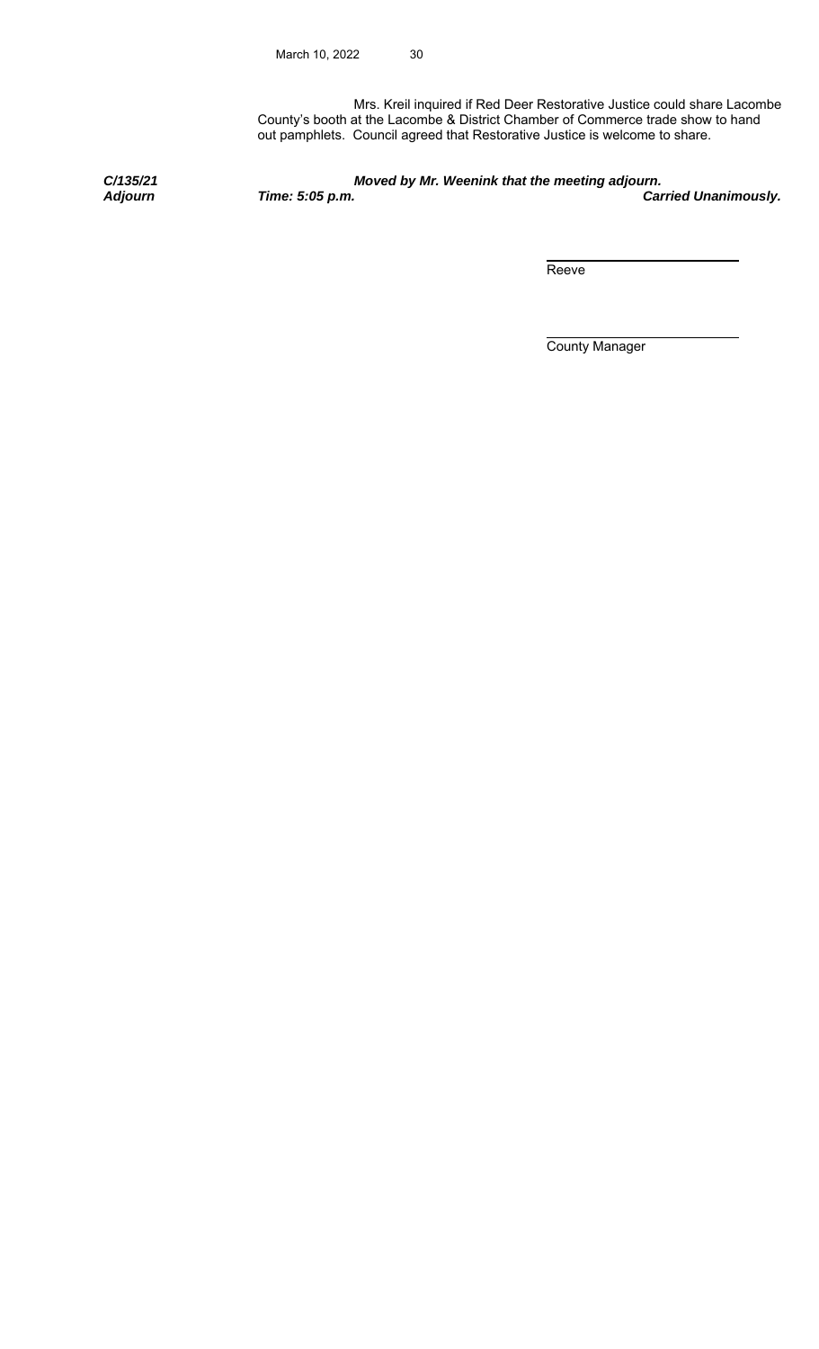Mrs. Kreil inquired if Red Deer Restorative Justice could share Lacombe County's booth at the Lacombe & District Chamber of Commerce trade show to hand out pamphlets. Council agreed that Restorative Justice is welcome to share.

***C/135/21 Adjourn***

***Moved by Mr. Weenink that the meeting adjourn.***

***Time: 5:05 p.m.*** ***Carried Unanimously.***

Reeve

County Manager